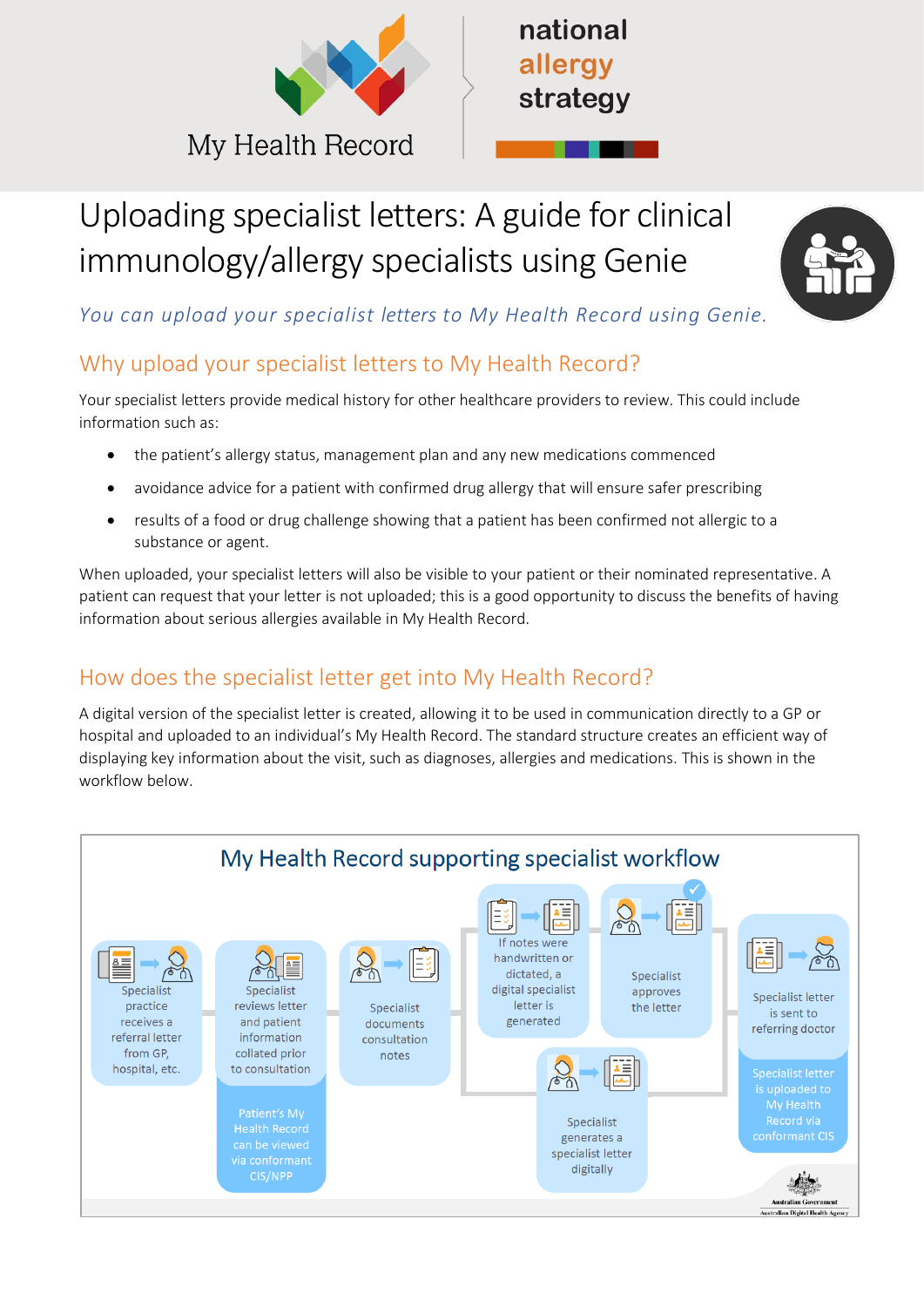My Health Record

national allergy strategy

# Uploading specialist letters: A guide for clinical immunology/allergy specialists using Genie

*You can upload your specialist letters to My Health Record using Genie.*

## Why upload your specialist letters to My Health Record?

Your specialist letters provide medical history for other healthcare providers to review. This could include information such as:

- the patient's allergy status, management plan and any new medications commenced
- avoidance advice for a patient with confirmed drug allergy that will ensure safer prescribing
- results of a food or drug challenge showing that a patient has been confirmed not allergic to a substance or agent.

When uploaded, your specialist letters will also be visible to your patient or their nominated representative. A patient can request that your letter is not uploaded; this is a good opportunity to discuss the benefits of having information about serious allergies available in My Health Record.

## How does the specialist letter get into My Health Record?

A digital version of the specialist letter is created, allowing it to be used in communication directly to a GP or hospital and uploaded to an individual's My Health Record. The standard structure creates an efficient way of displaying key information about the visit, such as diagnoses, allergies and medications. This is shown in the workflow below.

### My Health Record supporting specialist workflow

- Specialist practice receives a referral letter from GP, hospital, etc.
- Specialist reviews letter and patient information collated prior to consultation
  - Patient's My Health Record can be viewed via conformant CIS/NPP
- Specialist documents consultation notes
- If notes were handwritten or dictated, a digital specialist letter is generated
- Specialist generates a specialist letter digitally
- Specialist approves the letter
- Specialist letter is sent to referring doctor
  - Specialist letter is uploaded to My Health Record via conformant CIS

Australian Government
Australian Digital Health Agency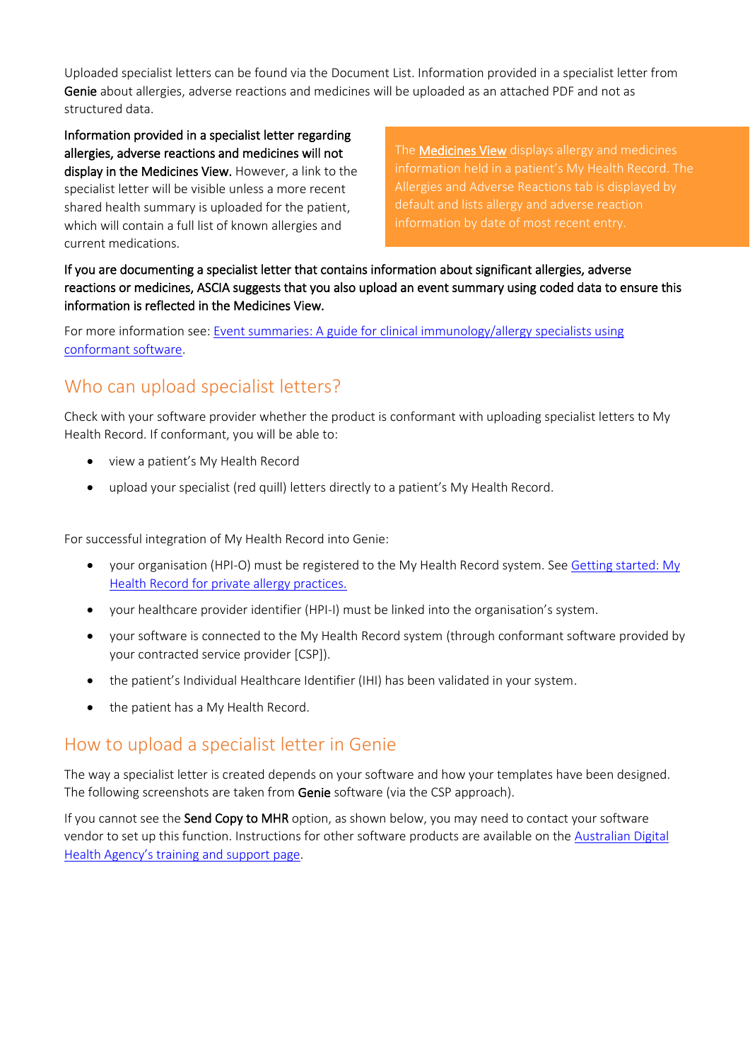Uploaded specialist letters can be found via the Document List. Information provided in a specialist letter from **Genie** about allergies, adverse reactions and medicines will be uploaded as an attached PDF and not as structured data.

**Information provided in a specialist letter regarding allergies, adverse reactions and medicines will not display in the Medicines View.** However, a link to the specialist letter will be visible unless a more recent shared health summary is uploaded for the patient, which will contain a full list of known allergies and current medications.

The [Medicines View]() displays allergy and medicines information held in a patient's My Health Record. The Allergies and Adverse Reactions tab is displayed by default and lists allergy and adverse reaction information by date of most recent entry.

**If you are documenting a specialist letter that contains information about significant allergies, adverse reactions or medicines, ASCIA suggests that you also upload an event summary using coded data to ensure this information is reflected in the Medicines View.**

For more information see: [Event summaries: A guide for clinical immunology/allergy specialists using conformant software]().

## Who can upload specialist letters?

Check with your software provider whether the product is conformant with uploading specialist letters to My Health Record. If conformant, you will be able to:

- view a patient's My Health Record
- upload your specialist (red quill) letters directly to a patient's My Health Record.

For successful integration of My Health Record into Genie:

- your organisation (HPI-O) must be registered to the My Health Record system. See [Getting started: My Health Record for private allergy practices.]()
- your healthcare provider identifier (HPI-I) must be linked into the organisation's system.
- your software is connected to the My Health Record system (through conformant software provided by your contracted service provider [CSP]).
- the patient's Individual Healthcare Identifier (IHI) has been validated in your system.
- the patient has a My Health Record.

## How to upload a specialist letter in Genie

The way a specialist letter is created depends on your software and how your templates have been designed. The following screenshots are taken from **Genie** software (via the CSP approach).

If you cannot see the **Send Copy to MHR** option, as shown below, you may need to contact your software vendor to set up this function. Instructions for other software products are available on the [Australian Digital Health Agency's training and support page]().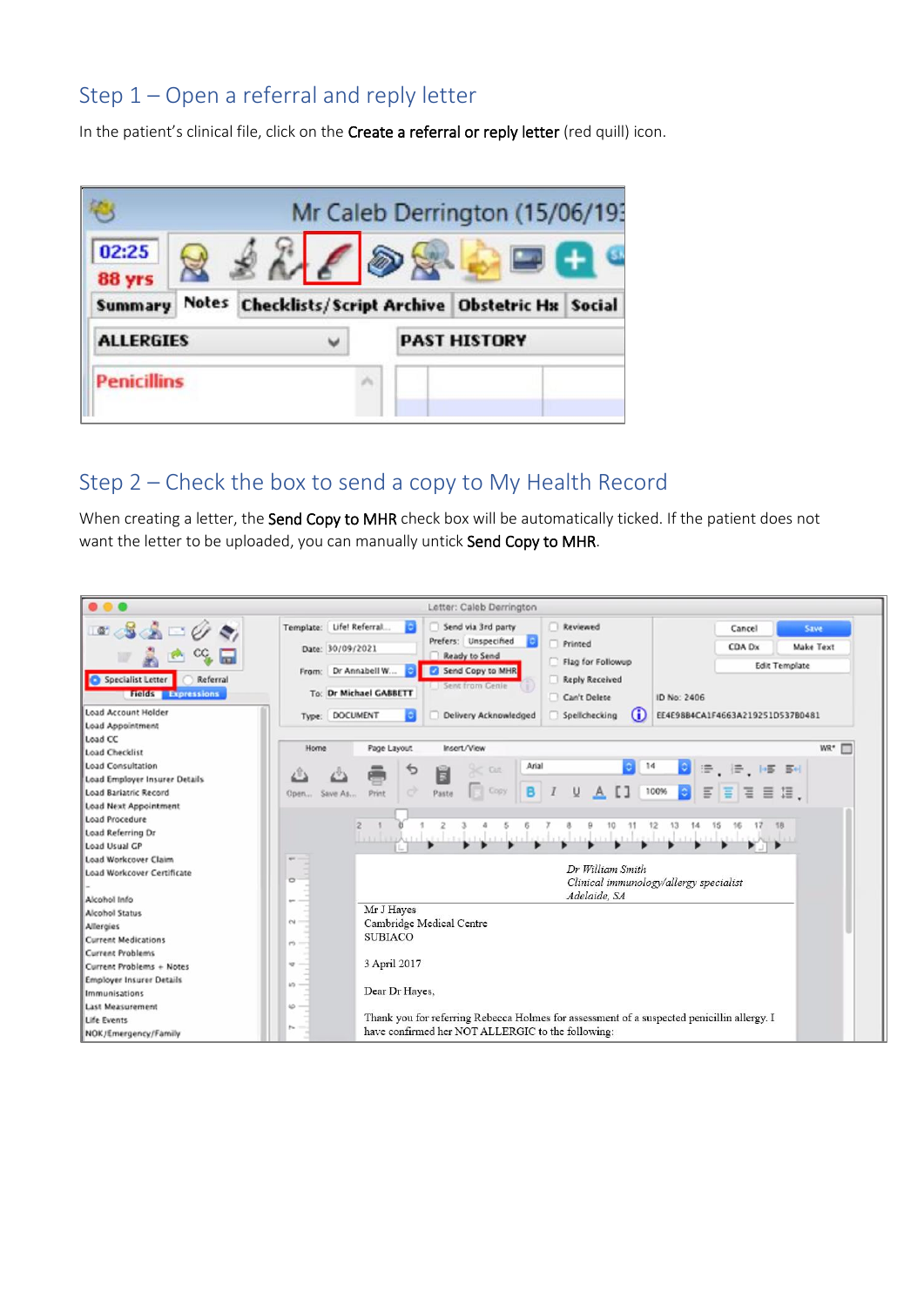## Step 1 – Open a referral and reply letter

In the patient's clinical file, click on the **Create a referral or reply letter** (red quill) icon.

## Step 2 – Check the box to send a copy to My Health Record

When creating a letter, the **Send Copy to MHR** check box will be automatically ticked. If the patient does not want the letter to be uploaded, you can manually untick **Send Copy to MHR**.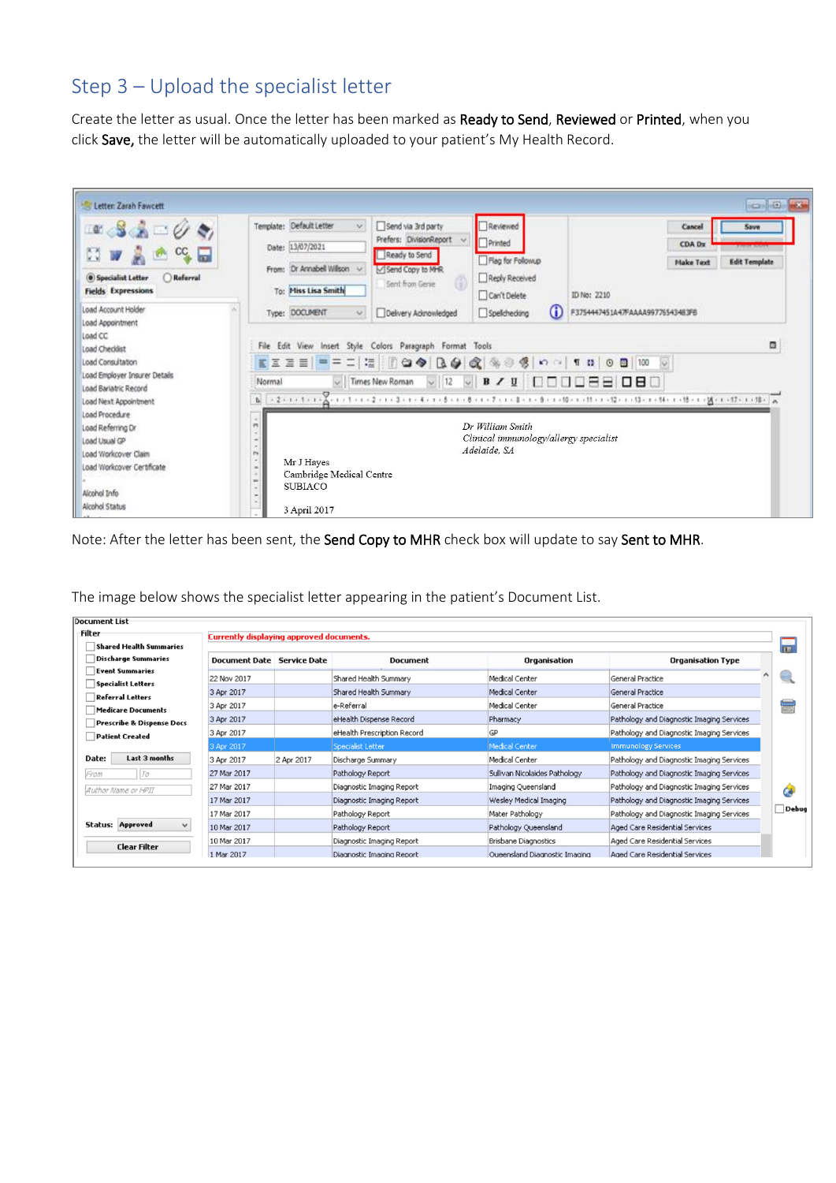## Step 3 – Upload the specialist letter

Create the letter as usual. Once the letter has been marked as **Ready to Send**, **Reviewed** or **Printed**, when you click **Save,** the letter will be automatically uploaded to your patient's My Health Record.

Note: After the letter has been sent, the **Send Copy to MHR** check box will update to say **Sent to MHR**.

The image below shows the specialist letter appearing in the patient's Document List.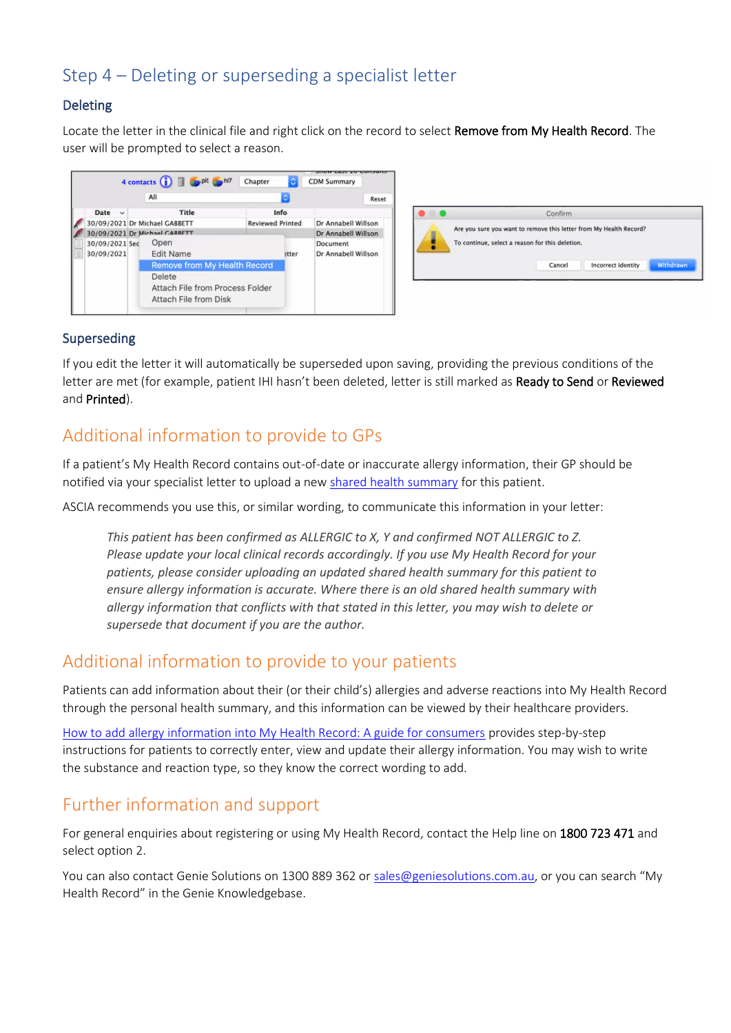## Step 4 – Deleting or superseding a specialist letter

### Deleting

Locate the letter in the clinical file and right click on the record to select **Remove from My Health Record**. The user will be prompted to select a reason.

### Superseding

If you edit the letter it will automatically be superseded upon saving, providing the previous conditions of the letter are met (for example, patient IHI hasn't been deleted, letter is still marked as **Ready to Send** or **Reviewed** and **Printed**).

## Additional information to provide to GPs

If a patient's My Health Record contains out-of-date or inaccurate allergy information, their GP should be notified via your specialist letter to upload a new shared health summary for this patient.

ASCIA recommends you use this, or similar wording, to communicate this information in your letter:

> *This patient has been confirmed as ALLERGIC to X, Y and confirmed NOT ALLERGIC to Z. Please update your local clinical records accordingly. If you use My Health Record for your patients, please consider uploading an updated shared health summary for this patient to ensure allergy information is accurate. Where there is an old shared health summary with allergy information that conflicts with that stated in this letter, you may wish to delete or supersede that document if you are the author.*

## Additional information to provide to your patients

Patients can add information about their (or their child's) allergies and adverse reactions into My Health Record through the personal health summary, and this information can be viewed by their healthcare providers.

How to add allergy information into My Health Record: A guide for consumers provides step-by-step instructions for patients to correctly enter, view and update their allergy information. You may wish to write the substance and reaction type, so they know the correct wording to add.

## Further information and support

For general enquiries about registering or using My Health Record, contact the Help line on **1800 723 471** and select option 2.

You can also contact Genie Solutions on 1300 889 362 or sales@geniesolutions.com.au, or you can search "My Health Record" in the Genie Knowledgebase.